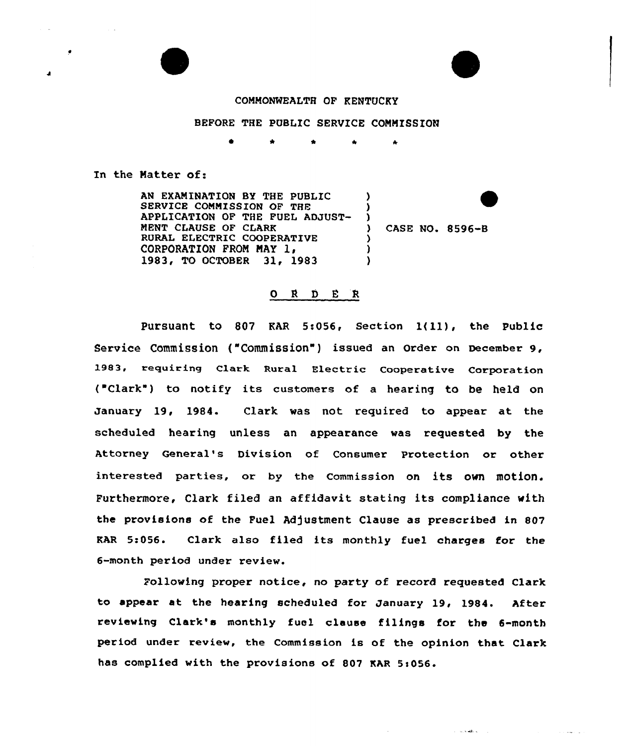COMMONWEALTH OF KENTUCKY

BEFORE THE PUBLIC SERVICE COMMISSION

\* \* \* \* \*

In the Matter of:

| | | |
|---|---|---|
| AN EXAMINATION BY THE PUBLIC SERVICE COMMISSION OF THE APPLICATION OF THE FUEL ADJUSTMENT CLAUSE OF CLARK RURAL ELECTRIC COOPERATIVE CORPORATION FROM MAY 1, 1983, TO OCTOBER 31, 1983 | ) | CASE NO. 8596-B |

## O R D E R

Pursuant to 807 KAR 5:056, Section 1(11), the Public Service Commission ("Commission") issued an Order on December 9, 1983, requiring Clark Rural Electric Cooperative Corporation ("Clark") to notify its customers of a hearing to be held on January 19, 1984. Clark was not required to appear at the scheduled hearing unless an appearance was requested by the Attorney General's Division of Consumer Protection or other interested parties, or by the Commission on its own motion. Furthermore, Clark filed an affidavit stating its compliance with the provisions of the Fuel Adjustment Clause as prescribed in 807 KAR 5:056. Clark also filed its monthly fuel charges for the 6-month period under review.

Following proper notice, no party of record requested Clark to appear at the hearing scheduled for January 19, 1984. After reviewing Clark's monthly fuel clause filings for the 6-month period under review, the Commission is of the opinion that Clark has complied with the provisions of 807 KAR 5:056.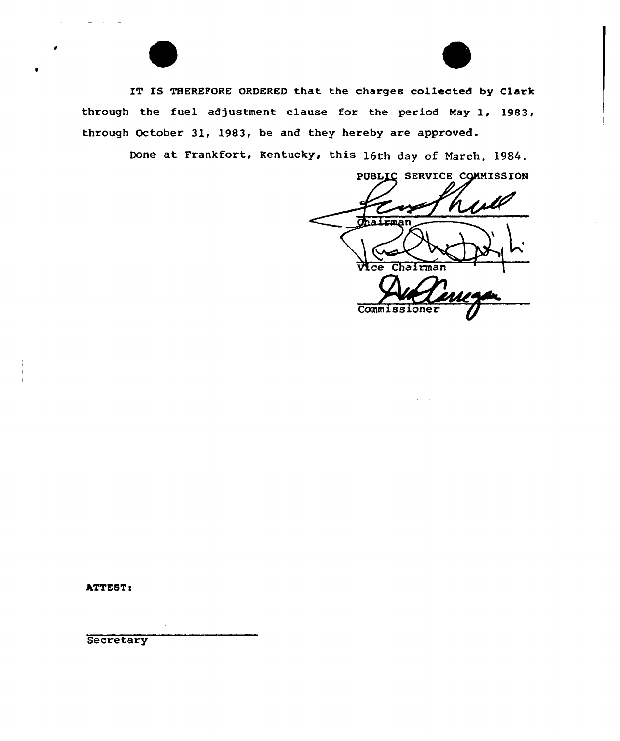IT IS THEREFORE ORDERED that the charges collected by Clark through the fuel adjustment clause for the period May 1, 1983, through October 31, 1983, be and they hereby are approved.

Done at Frankfort, Kentucky, this 16th day of March, 1984.

PUBLIC SERVICE COMMISSION

Chairman

Vice Chairman

Commissioner

ATTEST:

Secretary